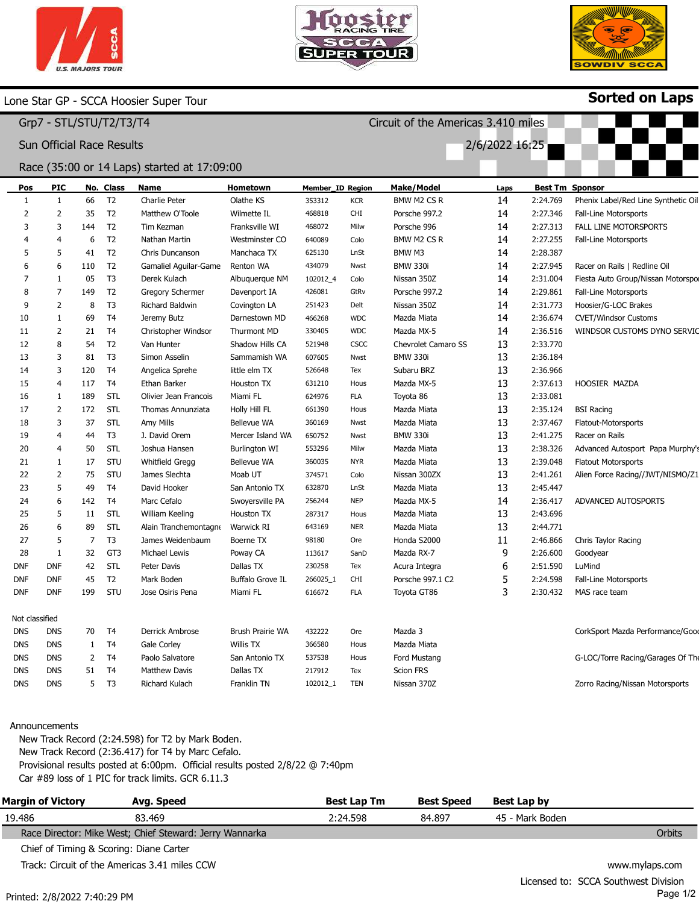# Lone Star GP - SCCA Hoosier Super Tour

**Sorted on Laps**

## Grp7 - STL/STU/T2/T3/T4

Circuit of the Americas 3.410 miles

Sun Official Race Results

2/6/2022 16:25

Race (35:00 or 14 Laps) started at 17:09:00

| Pos | PIC | No. | Class | Name | Hometown | Member_ID | Region | Make/Model | Laps | Best Tm | Sponsor |
|---|---|---|---|---|---|---|---|---|---|---|---|
| 1 | 1 | 66 | T2 | Charlie Peter | Olathe KS | 353312 | KCR | BMW M2 CS R | 14 | 2:24.769 | Phenix Label/Red Line Synthetic Oil |
| 2 | 2 | 35 | T2 | Matthew O'Toole | Wilmette IL | 468818 | CHI | Porsche 997.2 | 14 | 2:27.346 | Fall-Line Motorsports |
| 3 | 3 | 144 | T2 | Tim Kezman | Franksville WI | 468072 | Milw | Porsche 996 | 14 | 2:27.313 | FALL LINE MOTORSPORTS |
| 4 | 4 | 6 | T2 | Nathan Martin | Westminster CO | 640089 | Colo | BMW M2 CS R | 14 | 2:27.255 | Fall-Line Motorsports |
| 5 | 5 | 41 | T2 | Chris Duncanson | Manchaca TX | 625130 | LnSt | BMW M3 | 14 | 2:28.387 | |
| 6 | 6 | 110 | T2 | Gamaliel Aguilar-Game | Renton WA | 434079 | Nwst | BMW 330i | 14 | 2:27.945 | Racer on Rails \| Redline Oil |
| 7 | 1 | 05 | T3 | Derek Kulach | Albuquerque NM | 102012_4 | Colo | Nissan 350Z | 14 | 2:31.004 | Fiesta Auto Group/Nissan Motorspo |
| 8 | 7 | 149 | T2 | Gregory Schermer | Davenport IA | 426081 | GtRv | Porsche 997.2 | 14 | 2:29.861 | Fall-Line Motorsports |
| 9 | 2 | 8 | T3 | Richard Baldwin | Covington LA | 251423 | Delt | Nissan 350Z | 14 | 2:31.773 | Hoosier/G-LOC Brakes |
| 10 | 1 | 69 | T4 | Jeremy Butz | Darnestown MD | 466268 | WDC | Mazda Miata | 14 | 2:36.674 | CVET/Windsor Customs |
| 11 | 2 | 21 | T4 | Christopher Windsor | Thurmont MD | 330405 | WDC | Mazda MX-5 | 14 | 2:36.516 | WINDSOR CUSTOMS DYNO SERVIC |
| 12 | 8 | 54 | T2 | Van Hunter | Shadow Hills CA | 521948 | CSCC | Chevrolet Camaro SS | 13 | 2:33.770 | |
| 13 | 3 | 81 | T3 | Simon Asselin | Sammamish WA | 607605 | Nwst | BMW 330i | 13 | 2:36.184 | |
| 14 | 3 | 120 | T4 | Angelica Sprehe | little elm TX | 526648 | Tex | Subaru BRZ | 13 | 2:36.966 | |
| 15 | 4 | 117 | T4 | Ethan Barker | Houston TX | 631210 | Hous | Mazda MX-5 | 13 | 2:37.613 | HOOSIER MAZDA |
| 16 | 1 | 189 | STL | Olivier Jean Francois | Miami FL | 624976 | FLA | Toyota 86 | 13 | 2:33.081 | |
| 17 | 2 | 172 | STL | Thomas Annunziata | Holly Hill FL | 661390 | Hous | Mazda Miata | 13 | 2:35.124 | BSI Racing |
| 18 | 3 | 37 | STL | Amy Mills | Bellevue WA | 360169 | Nwst | Mazda Miata | 13 | 2:37.467 | Flatout-Motorsports |
| 19 | 4 | 44 | T3 | J. David Orem | Mercer Island WA | 650752 | Nwst | BMW 330i | 13 | 2:41.275 | Racer on Rails |
| 20 | 4 | 50 | STL | Joshua Hansen | Burlington WI | 553296 | Milw | Mazda Miata | 13 | 2:38.326 | Advanced Autosport Papa Murphy's |
| 21 | 1 | 17 | STU | Whitfield Gregg | Bellevue WA | 360035 | NYR | Mazda Miata | 13 | 2:39.048 | Flatout Motorsports |
| 22 | 2 | 75 | STU | James Slechta | Moab UT | 374571 | Colo | Nissan 300ZX | 13 | 2:41.261 | Alien Force Racing//JWT/NISMO/Z1 |
| 23 | 5 | 49 | T4 | David Hooker | San Antonio TX | 632870 | LnSt | Mazda Miata | 13 | 2:45.447 | |
| 24 | 6 | 142 | T4 | Marc Cefalo | Swoyersville PA | 256244 | NEP | Mazda MX-5 | 14 | 2:36.417 | ADVANCED AUTOSPORTS |
| 25 | 5 | 11 | STL | William Keeling | Houston TX | 287317 | Hous | Mazda Miata | 13 | 2:43.696 | |
| 26 | 6 | 89 | STL | Alain Tranchemontagne | Warwick RI | 643169 | NER | Mazda Miata | 13 | 2:44.771 | |
| 27 | 5 | 7 | T3 | James Weidenbaum | Boerne TX | 98180 | Ore | Honda S2000 | 11 | 2:46.866 | Chris Taylor Racing |
| 28 | 1 | 32 | GT3 | Michael Lewis | Poway CA | 113617 | SanD | Mazda RX-7 | 9 | 2:26.600 | Goodyear |
| DNF | DNF | 42 | STL | Peter Davis | Dallas TX | 230258 | Tex | Acura Integra | 6 | 2:51.590 | LuMind |
| DNF | DNF | 45 | T2 | Mark Boden | Buffalo Grove IL | 266025_1 | CHI | Porsche 997.1 C2 | 5 | 2:24.598 | Fall-Line Motorsports |
| DNF | DNF | 199 | STU | Jose Osiris Pena | Miami FL | 616672 | FLA | Toyota GT86 | 3 | 2:30.432 | MAS race team |
| Not classified | | | | | | | | | | | |
| DNS | DNS | 70 | T4 | Derrick Ambrose | Brush Prairie WA | 432222 | Ore | Mazda 3 | | | CorkSport Mazda Performance/Goo |
| DNS | DNS | 1 | T4 | Gale Corley | Willis TX | 366580 | Hous | Mazda Miata | | | |
| DNS | DNS | 2 | T4 | Paolo Salvatore | San Antonio TX | 537538 | Hous | Ford Mustang | | | G-LOC/Torre Racing/Garages Of Th |
| DNS | DNS | 51 | T4 | Matthew Davis | Dallas TX | 217912 | Tex | Scion FRS | | | |
| DNS | DNS | 5 | T3 | Richard Kulach | Franklin TN | 102012_1 | TEN | Nissan 370Z | | | Zorro Racing/Nissan Motorsports |

Announcements
New Track Record (2:24.598) for T2 by Mark Boden.
New Track Record (2:36.417) for T4 by Marc Cefalo.
Provisional results posted at 6:00pm. Official results posted 2/8/22 @ 7:40pm
Car #89 loss of 1 PIC for track limits. GCR 6.11.3

| Margin of Victory | Avg. Speed | Best Lap Tm | Best Speed | Best Lap by |
|---|---|---|---|---|
| 19.486 | 83.469 | 2:24.598 | 84.897 | 45 - Mark Boden |

Race Director: Mike West; Chief Steward: Jerry Wannarka

Orbits

Chief of Timing & Scoring: Diane Carter

Track: Circuit of the Americas 3.41 miles CCW

www.mylaps.com

Licensed to: SCCA Southwest Division

Printed: 2/8/2022 7:40:29 PM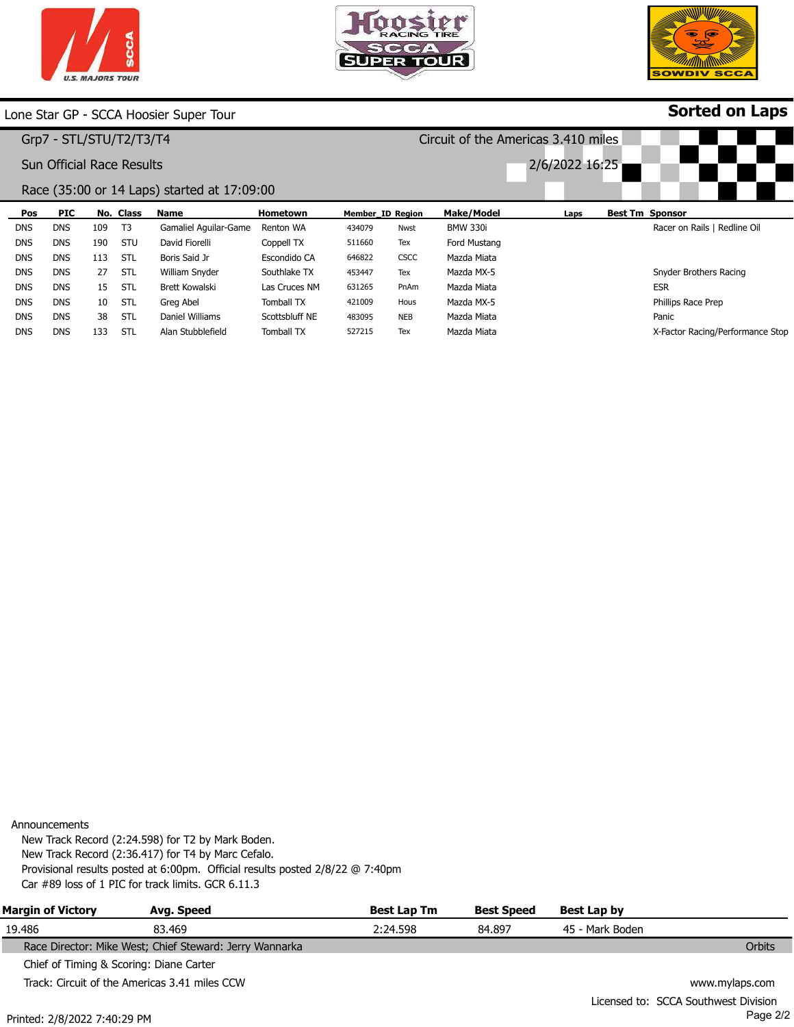Lone Star GP - SCCA Hoosier Super Tour

**Sorted on Laps**

Grp7 - STL/STU/T2/T3/T4

Circuit of the Americas 3.410 miles

Sun Official Race Results

2/6/2022 16:25

Race (35:00 or 14 Laps) started at 17:09:00

| Pos | PIC | No. | Class | Name | Hometown | Member_ID | Region | Make/Model | Laps | Best Tm | Sponsor |
|---|---|---|---|---|---|---|---|---|---|---|---|
| DNS | DNS | 109 | T3 | Gamaliel Aguilar-Game | Renton WA | 434079 | Nwst | BMW 330i | | | Racer on Rails \| Redline Oil |
| DNS | DNS | 190 | STU | David Fiorelli | Coppell TX | 511660 | Tex | Ford Mustang | | | |
| DNS | DNS | 113 | STL | Boris Said Jr | Escondido CA | 646822 | CSCC | Mazda Miata | | | |
| DNS | DNS | 27 | STL | William Snyder | Southlake TX | 453447 | Tex | Mazda MX-5 | | | Snyder Brothers Racing |
| DNS | DNS | 15 | STL | Brett Kowalski | Las Cruces NM | 631265 | PnAm | Mazda Miata | | | ESR |
| DNS | DNS | 10 | STL | Greg Abel | Tomball TX | 421009 | Hous | Mazda MX-5 | | | Phillips Race Prep |
| DNS | DNS | 38 | STL | Daniel Williams | Scottsbluff NE | 483095 | NEB | Mazda Miata | | | Panic |
| DNS | DNS | 133 | STL | Alan Stubblefield | Tomball TX | 527215 | Tex | Mazda Miata | | | X-Factor Racing/Performance Stop |

Announcements

New Track Record (2:24.598) for T2 by Mark Boden.
New Track Record (2:36.417) for T4 by Marc Cefalo.
Provisional results posted at 6:00pm. Official results posted 2/8/22 @ 7:40pm
Car #89 loss of 1 PIC for track limits. GCR 6.11.3

| Margin of Victory | Avg. Speed | Best Lap Tm | Best Speed | Best Lap by |
|---|---|---|---|---|
| 19.486 | 83.469 | 2:24.598 | 84.897 | 45 - Mark Boden |

Race Director: Mike West; Chief Steward: Jerry Wannarka

Orbits

Chief of Timing & Scoring: Diane Carter

Track: Circuit of the Americas 3.41 miles CCW

www.mylaps.com

Licensed to: SCCA Southwest Division

Printed: 2/8/2022 7:40:29 PM